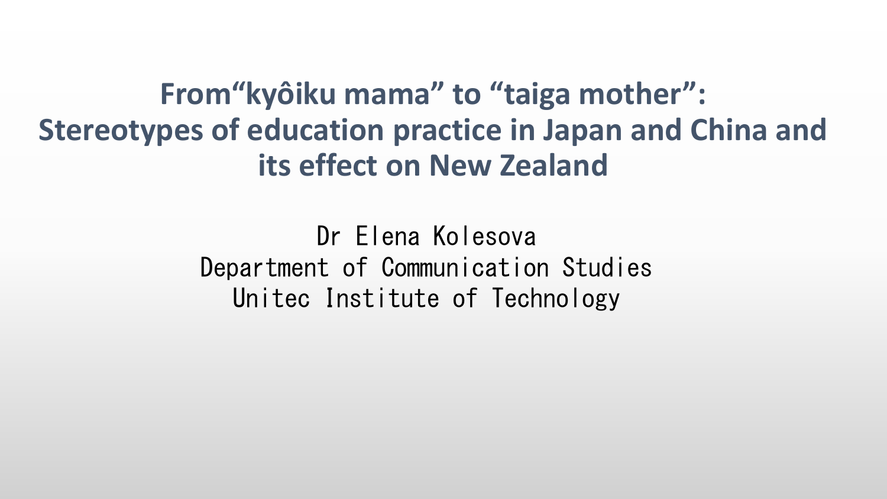# From"kyôiku mama" to "taiga mother": Stereotypes of education practice in Japan and China and its effect on New Zealand

Dr Elena Kolesova
Department of Communication Studies
Unitec Institute of Technology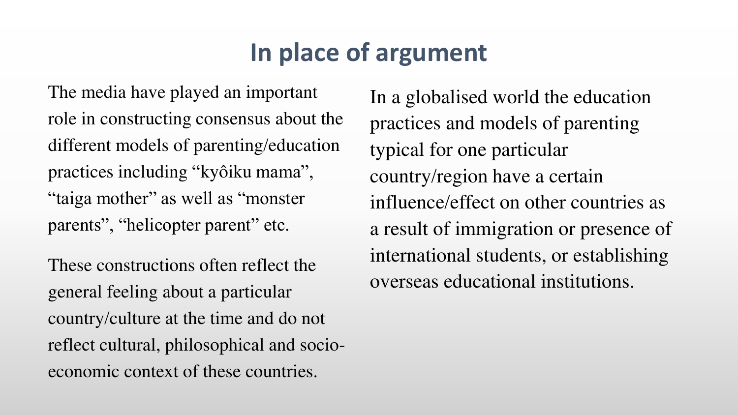# In place of argument

The media have played an important role in constructing consensus about the different models of parenting/education practices including "kyôiku mama", "taiga mother" as well as "monster parents", "helicopter parent" etc.

These constructions often reflect the general feeling about a particular country/culture at the time and do not reflect cultural, philosophical and socio-economic context of these countries.

In a globalised world the education practices and models of parenting typical for one particular country/region have a certain influence/effect on other countries as a result of immigration or presence of international students, or establishing overseas educational institutions.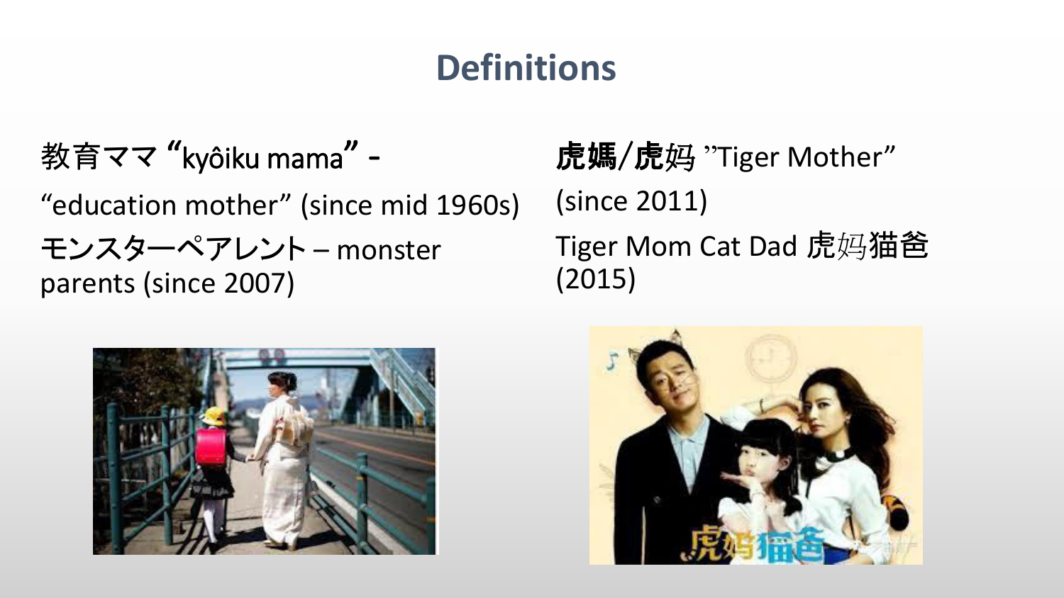# Definitions

教育ママ "kyôiku mama" -

"education mother" (since mid 1960s)

モンスターペアレント – monster parents (since 2007)

虎媽/虎妈 "Tiger Mother" (since 2011)

Tiger Mom Cat Dad 虎妈猫爸 (2015)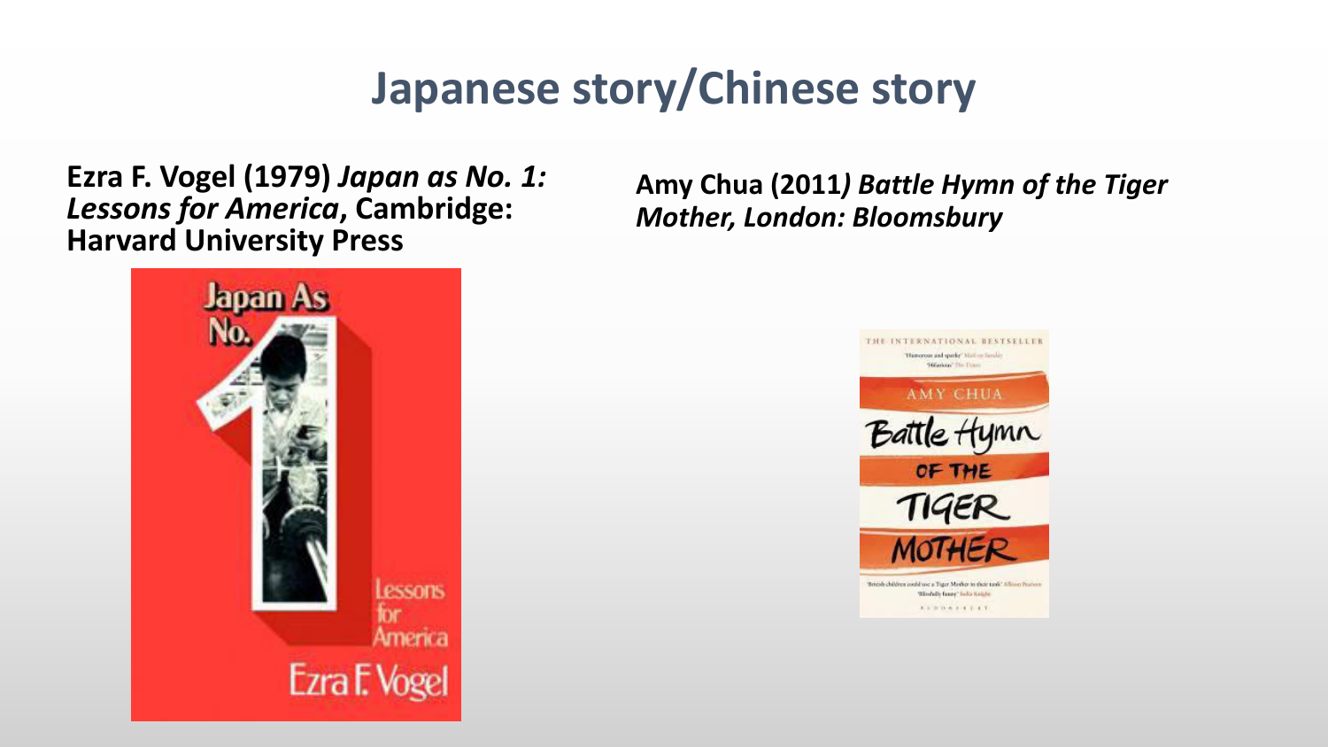# Japanese story/Chinese story

**Ezra F. Vogel (1979)** ***Japan as No. 1: Lessons for America*****, Cambridge: Harvard University Press**

**Amy Chua (2011*****) Battle Hymn of the Tiger Mother, London: Bloomsbury***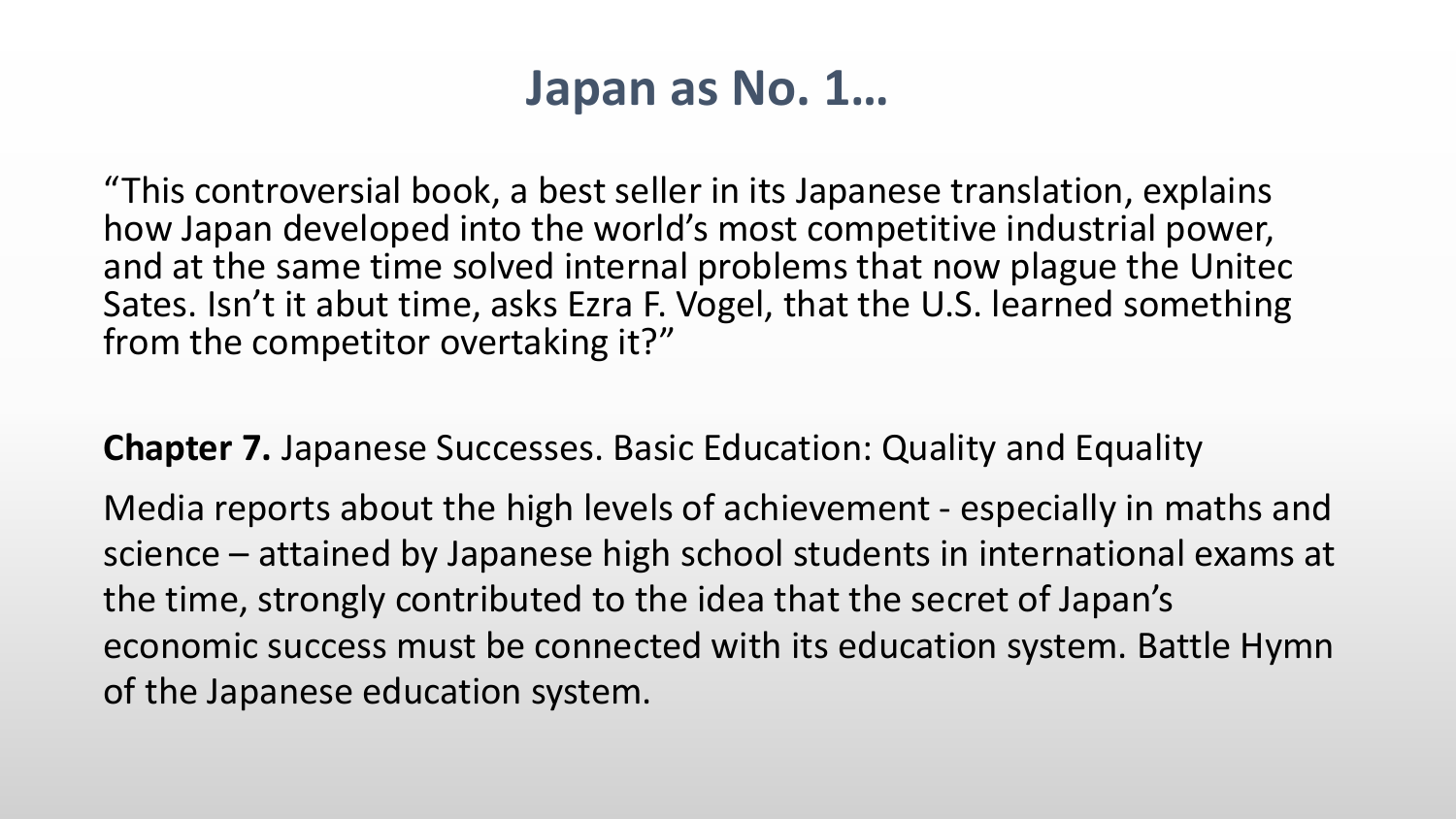# Japan as No. 1…

"This controversial book, a best seller in its Japanese translation, explains how Japan developed into the world's most competitive industrial power, and at the same time solved internal problems that now plague the Unitec Sates. Isn't it abut time, asks Ezra F. Vogel, that the U.S. learned something from the competitor overtaking it?"

**Chapter 7.** Japanese Successes. Basic Education: Quality and Equality

Media reports about the high levels of achievement - especially in maths and science – attained by Japanese high school students in international exams at the time, strongly contributed to the idea that the secret of Japan's economic success must be connected with its education system. Battle Hymn of the Japanese education system.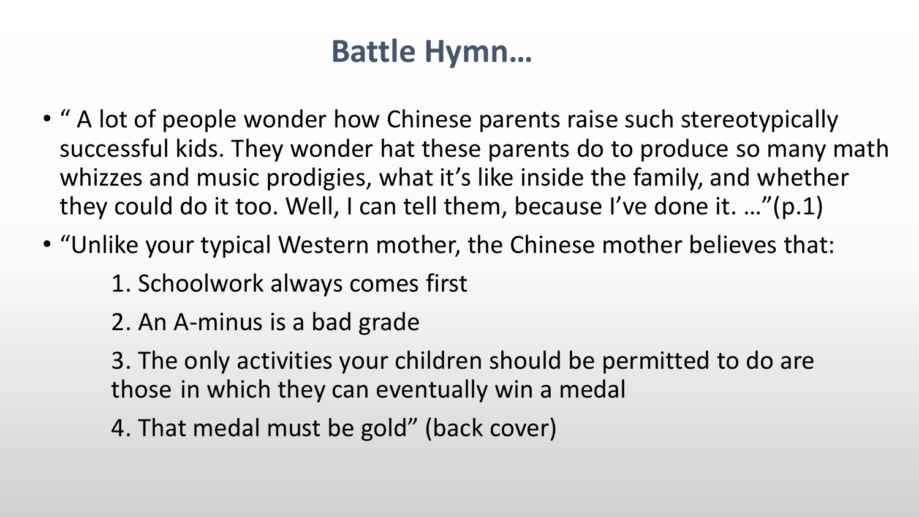# Battle Hymn…

- " A lot of people wonder how Chinese parents raise such stereotypically successful kids. They wonder hat these parents do to produce so many math whizzes and music prodigies, what it's like inside the family, and whether they could do it too. Well, I can tell them, because I've done it. …"(p.1)
- "Unlike your typical Western mother, the Chinese mother believes that:

  1. Schoolwork always comes first

  2. An A-minus is a bad grade

  3. The only activities your children should be permitted to do are those in which they can eventually win a medal

  4. That medal must be gold" (back cover)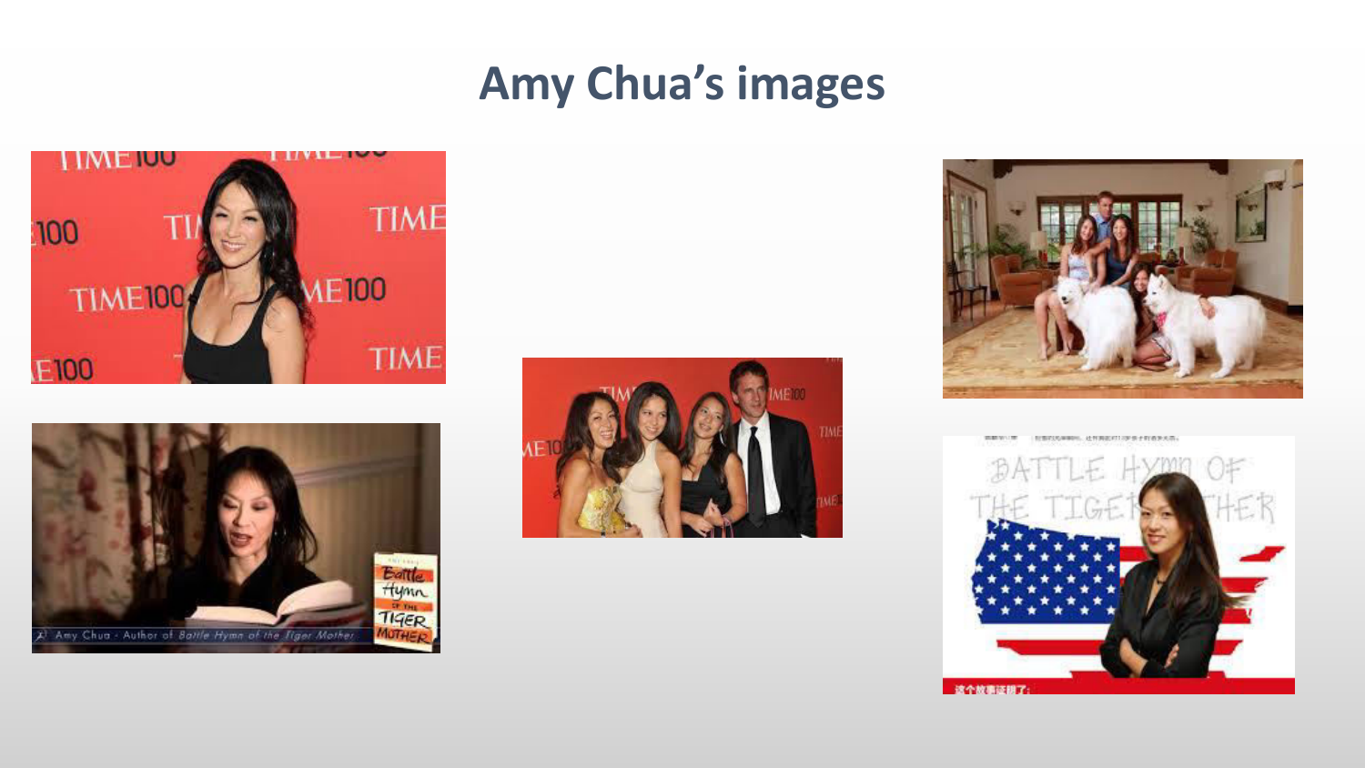# Amy Chua's images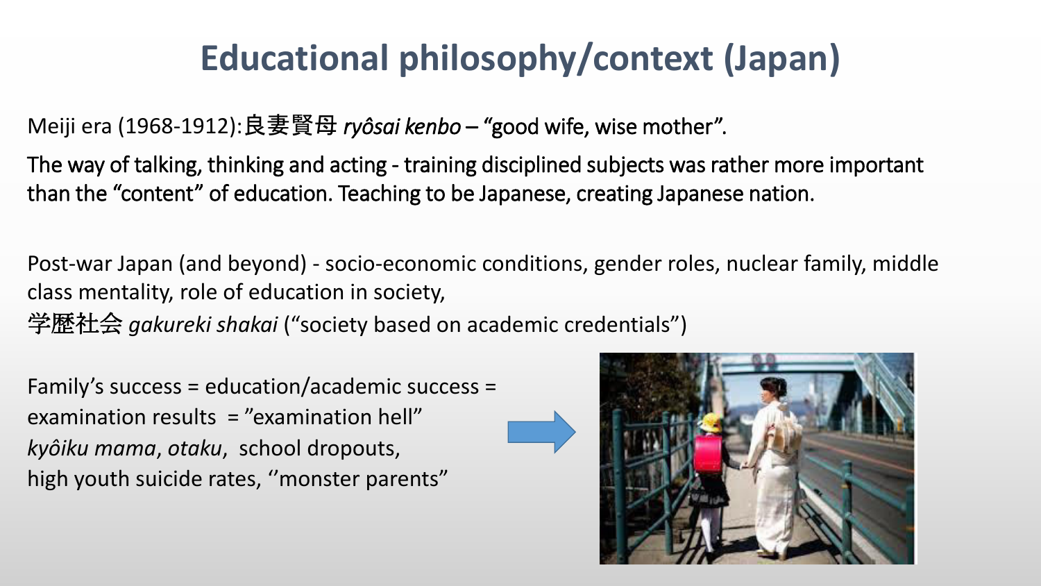# Educational philosophy/context (Japan)

Meiji era (1968-1912):良妻賢母 *ryôsai kenbo* – "good wife, wise mother".

The way of talking, thinking and acting - training disciplined subjects was rather more important than the "content" of education. Teaching to be Japanese, creating Japanese nation.

Post-war Japan (and beyond) - socio-economic conditions, gender roles, nuclear family, middle class mentality, role of education in society,
学歴社会 *gakureki shakai* ("society based on academic credentials")

Family's success = education/academic success = examination results = "examination hell"
*kyôiku mama*, *otaku*, school dropouts,
high youth suicide rates, ''monster parents"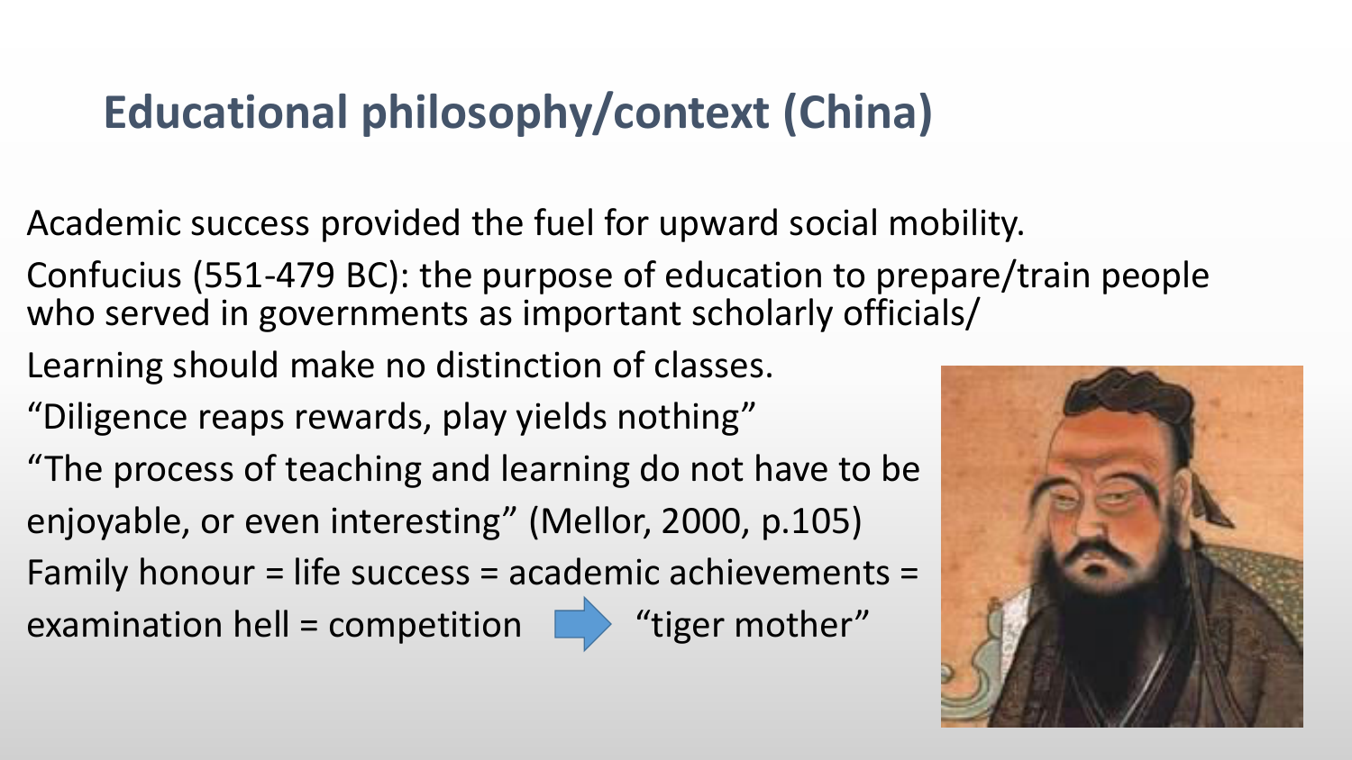# Educational philosophy/context (China)

Academic success provided the fuel for upward social mobility.

Confucius (551-479 BC): the purpose of education to prepare/train people who served in governments as important scholarly officials/

Learning should make no distinction of classes.

“Diligence reaps rewards, play yields nothing”

“The process of teaching and learning do not have to be enjoyable, or even interesting” (Mellor, 2000, p.105)

Family honour = life success = academic achievements = examination hell = competition → “tiger mother”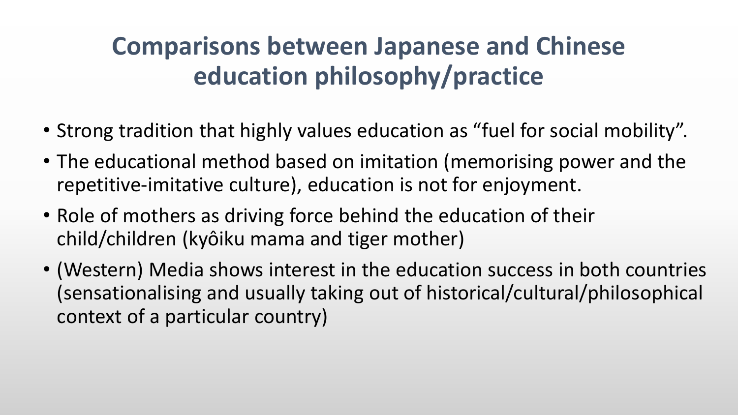# Comparisons between Japanese and Chinese education philosophy/practice

- Strong tradition that highly values education as "fuel for social mobility".
- The educational method based on imitation (memorising power and the repetitive-imitative culture), education is not for enjoyment.
- Role of mothers as driving force behind the education of their child/children (kyôiku mama and tiger mother)
- (Western) Media shows interest in the education success in both countries (sensationalising and usually taking out of historical/cultural/philosophical context of a particular country)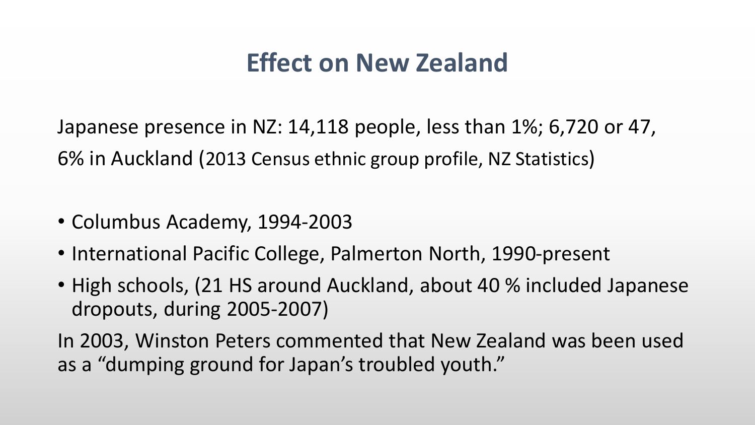# Effect on New Zealand

Japanese presence in NZ: 14,118 people, less than 1%; 6,720 or 47, 6% in Auckland (2013 Census ethnic group profile, NZ Statistics)

- Columbus Academy, 1994-2003
- International Pacific College, Palmerton North, 1990-present
- High schools, (21 HS around Auckland, about 40 % included Japanese dropouts, during 2005-2007)

In 2003, Winston Peters commented that New Zealand was been used as a "dumping ground for Japan's troubled youth."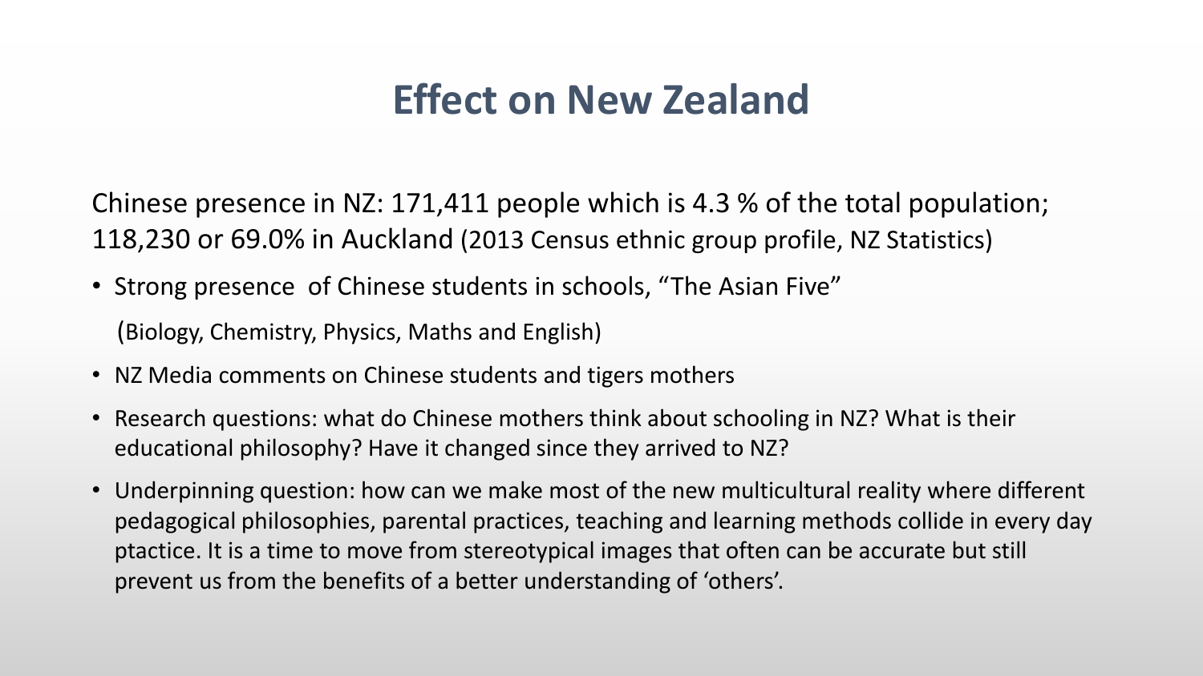# Effect on New Zealand

Chinese presence in NZ: 171,411 people which is 4.3 % of the total population; 118,230 or 69.0% in Auckland (2013 Census ethnic group profile, NZ Statistics)

- Strong presence of Chinese students in schools, “The Asian Five”

  (Biology, Chemistry, Physics, Maths and English)

- NZ Media comments on Chinese students and tigers mothers
- Research questions: what do Chinese mothers think about schooling in NZ? What is their educational philosophy? Have it changed since they arrived to NZ?
- Underpinning question: how can we make most of the new multicultural reality where different pedagogical philosophies, parental practices, teaching and learning methods collide in every day ptactice. It is a time to move from stereotypical images that often can be accurate but still prevent us from the benefits of a better understanding of ‘others’.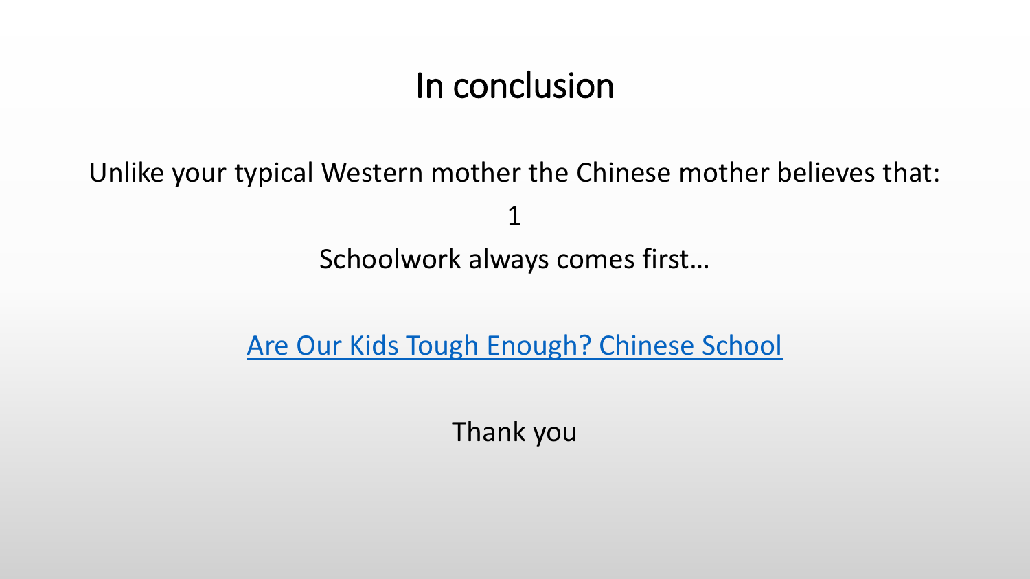# In conclusion

Unlike your typical Western mother the Chinese mother believes that:

1

Schoolwork always comes first…

Are Our Kids Tough Enough? Chinese School

Thank you